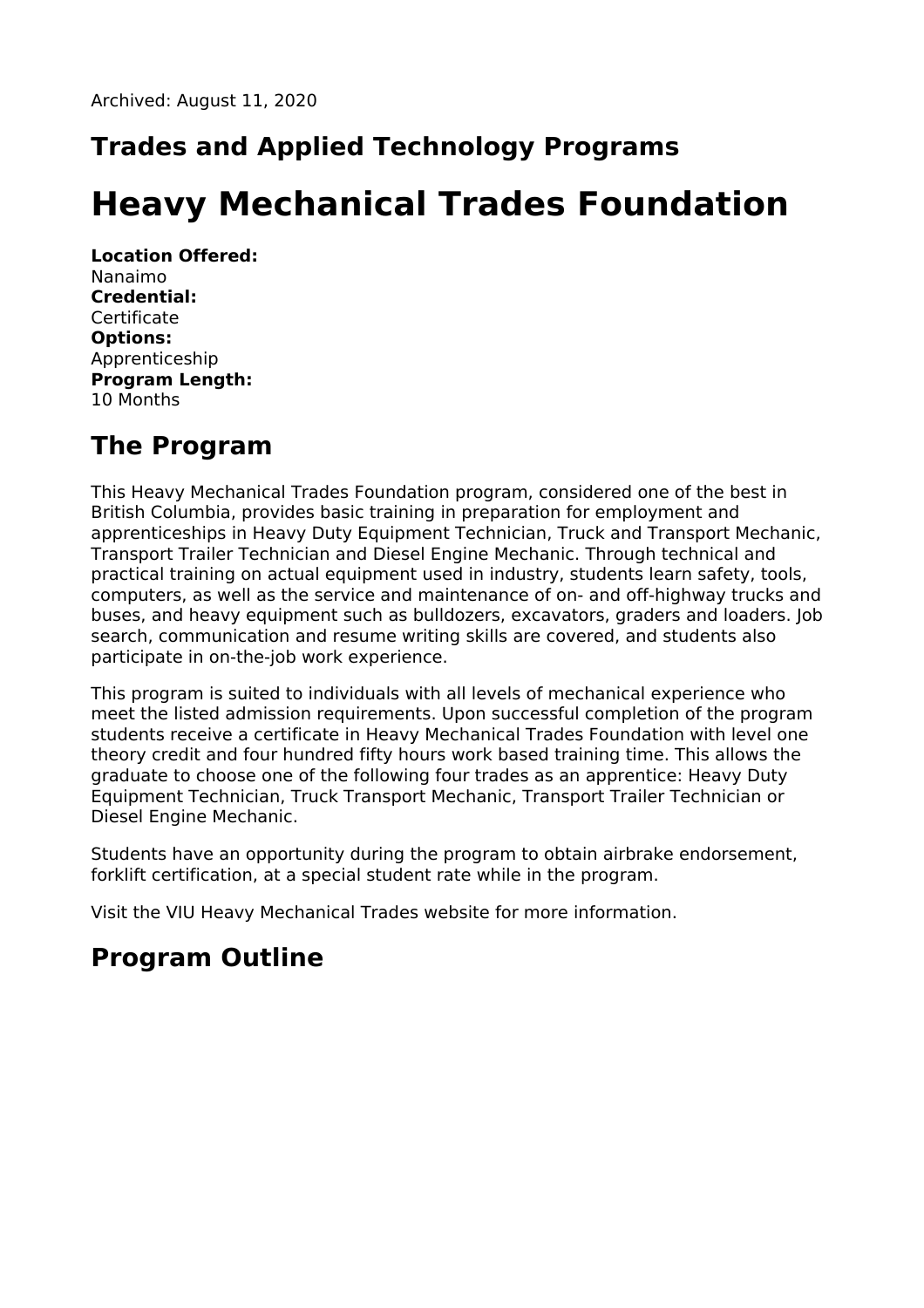Archived: August 11, 2020

## Trades and Applied Technology Programs

# Heavy Mechanical Trades Foundation

**Location Offered:**
Nanaimo
**Credential:**
Certificate
**Options:**
Apprenticeship
**Program Length:**
10 Months

## The Program

This Heavy Mechanical Trades Foundation program, considered one of the best in British Columbia, provides basic training in preparation for employment and apprenticeships in Heavy Duty Equipment Technician, Truck and Transport Mechanic, Transport Trailer Technician and Diesel Engine Mechanic. Through technical and practical training on actual equipment used in industry, students learn safety, tools, computers, as well as the service and maintenance of on- and off-highway trucks and buses, and heavy equipment such as bulldozers, excavators, graders and loaders. Job search, communication and resume writing skills are covered, and students also participate in on-the-job work experience.

This program is suited to individuals with all levels of mechanical experience who meet the listed admission requirements. Upon successful completion of the program students receive a certificate in Heavy Mechanical Trades Foundation with level one theory credit and four hundred fifty hours work based training time. This allows the graduate to choose one of the following four trades as an apprentice: Heavy Duty Equipment Technician, Truck Transport Mechanic, Transport Trailer Technician or Diesel Engine Mechanic.

Students have an opportunity during the program to obtain airbrake endorsement, forklift certification, at a special student rate while in the program.

Visit the VIU Heavy Mechanical Trades website for more information.

## Program Outline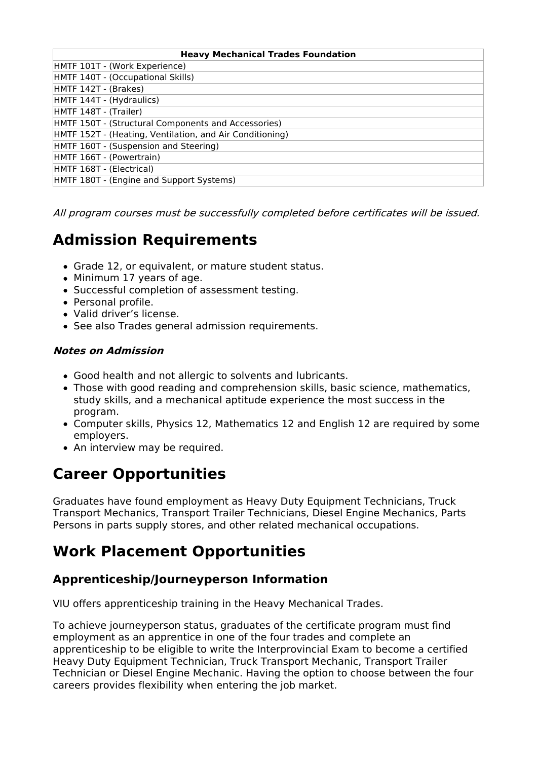| Heavy Mechanical Trades Foundation |
|---|
| HMTF 101T - (Work Experience) |
| HMTF 140T - (Occupational Skills) |
| HMTF 142T - (Brakes) |
| HMTF 144T - (Hydraulics) |
| HMTF 148T - (Trailer) |
| HMTF 150T - (Structural Components and Accessories) |
| HMTF 152T - (Heating, Ventilation, and Air Conditioning) |
| HMTF 160T - (Suspension and Steering) |
| HMTF 166T - (Powertrain) |
| HMTF 168T - (Electrical) |
| HMTF 180T - (Engine and Support Systems) |

*All program courses must be successfully completed before certificates will be issued.*

# Admission Requirements

- Grade 12, or equivalent, or mature student status.
- Minimum 17 years of age.
- Successful completion of assessment testing.
- Personal profile.
- Valid driver's license.
- See also Trades general admission requirements.

***Notes on Admission***

- Good health and not allergic to solvents and lubricants.
- Those with good reading and comprehension skills, basic science, mathematics, study skills, and a mechanical aptitude experience the most success in the program.
- Computer skills, Physics 12, Mathematics 12 and English 12 are required by some employers.
- An interview may be required.

# Career Opportunities

Graduates have found employment as Heavy Duty Equipment Technicians, Truck Transport Mechanics, Transport Trailer Technicians, Diesel Engine Mechanics, Parts Persons in parts supply stores, and other related mechanical occupations.

# Work Placement Opportunities

## Apprenticeship/Journeyperson Information

VIU offers apprenticeship training in the Heavy Mechanical Trades.

To achieve journeyperson status, graduates of the certificate program must find employment as an apprentice in one of the four trades and complete an apprenticeship to be eligible to write the Interprovincial Exam to become a certified Heavy Duty Equipment Technician, Truck Transport Mechanic, Transport Trailer Technician or Diesel Engine Mechanic. Having the option to choose between the four careers provides flexibility when entering the job market.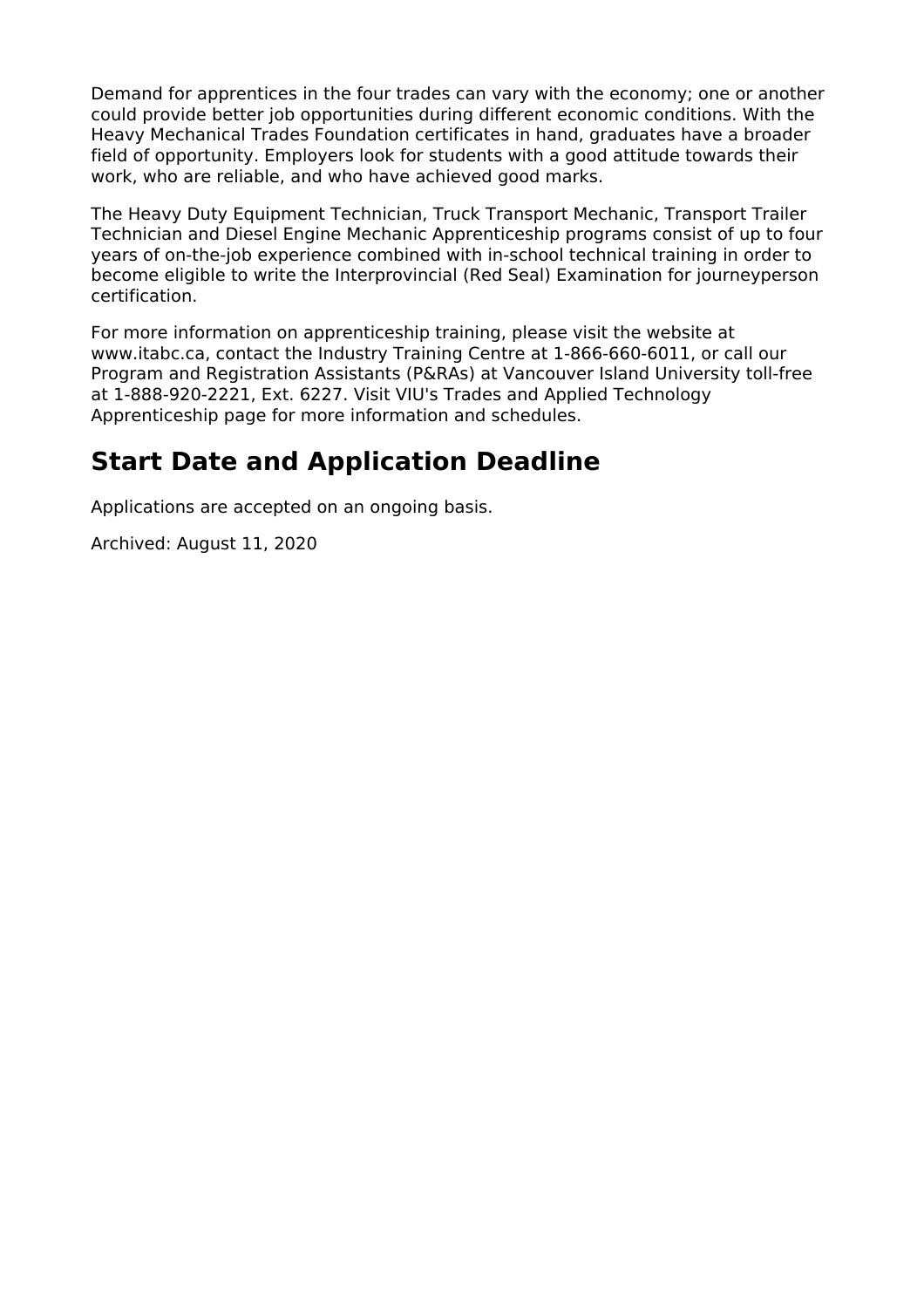Demand for apprentices in the four trades can vary with the economy; one or another could provide better job opportunities during different economic conditions. With the Heavy Mechanical Trades Foundation certificates in hand, graduates have a broader field of opportunity. Employers look for students with a good attitude towards their work, who are reliable, and who have achieved good marks.

The Heavy Duty Equipment Technician, Truck Transport Mechanic, Transport Trailer Technician and Diesel Engine Mechanic Apprenticeship programs consist of up to four years of on-the-job experience combined with in-school technical training in order to become eligible to write the Interprovincial (Red Seal) Examination for journeyperson certification.

For more information on apprenticeship training, please visit the website at www.itabc.ca, contact the Industry Training Centre at 1-866-660-6011, or call our Program and Registration Assistants (P&RAs) at Vancouver Island University toll-free at 1-888-920-2221, Ext. 6227. Visit VIU's Trades and Applied Technology Apprenticeship page for more information and schedules.

## Start Date and Application Deadline

Applications are accepted on an ongoing basis.

Archived: August 11, 2020